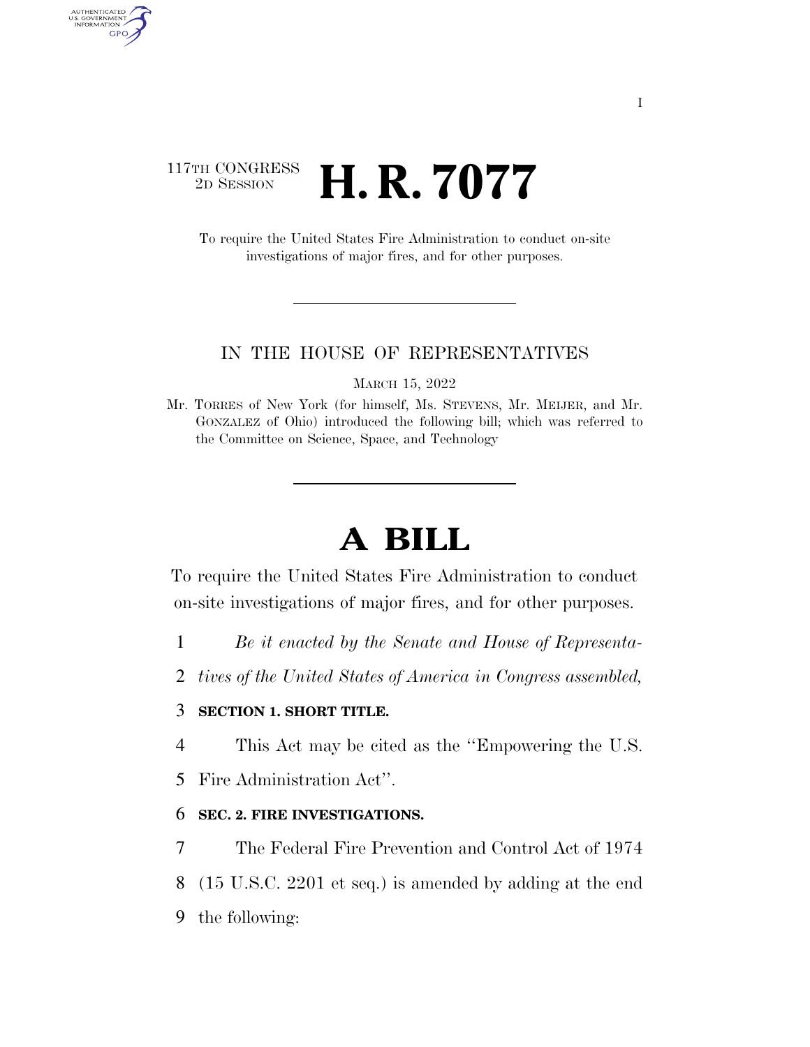117TH CONGRESS
2D SESSION

# H. R. 7077

To require the United States Fire Administration to conduct on-site investigations of major fires, and for other purposes.

---

IN THE HOUSE OF REPRESENTATIVES

MARCH 15, 2022

Mr. TORRES of New York (for himself, Ms. STEVENS, Mr. MEIJER, and Mr. GONZALEZ of Ohio) introduced the following bill; which was referred to the Committee on Science, Space, and Technology

---

# A BILL

To require the United States Fire Administration to conduct on-site investigations of major fires, and for other purposes.

1 *Be it enacted by the Senate and House of Representa-*
2 *tives of the United States of America in Congress assembled,*

3 **SECTION 1. SHORT TITLE.**

4 This Act may be cited as the ''Empowering the U.S.
5 Fire Administration Act''.

6 **SEC. 2. FIRE INVESTIGATIONS.**

7 The Federal Fire Prevention and Control Act of 1974
8 (15 U.S.C. 2201 et seq.) is amended by adding at the end
9 the following: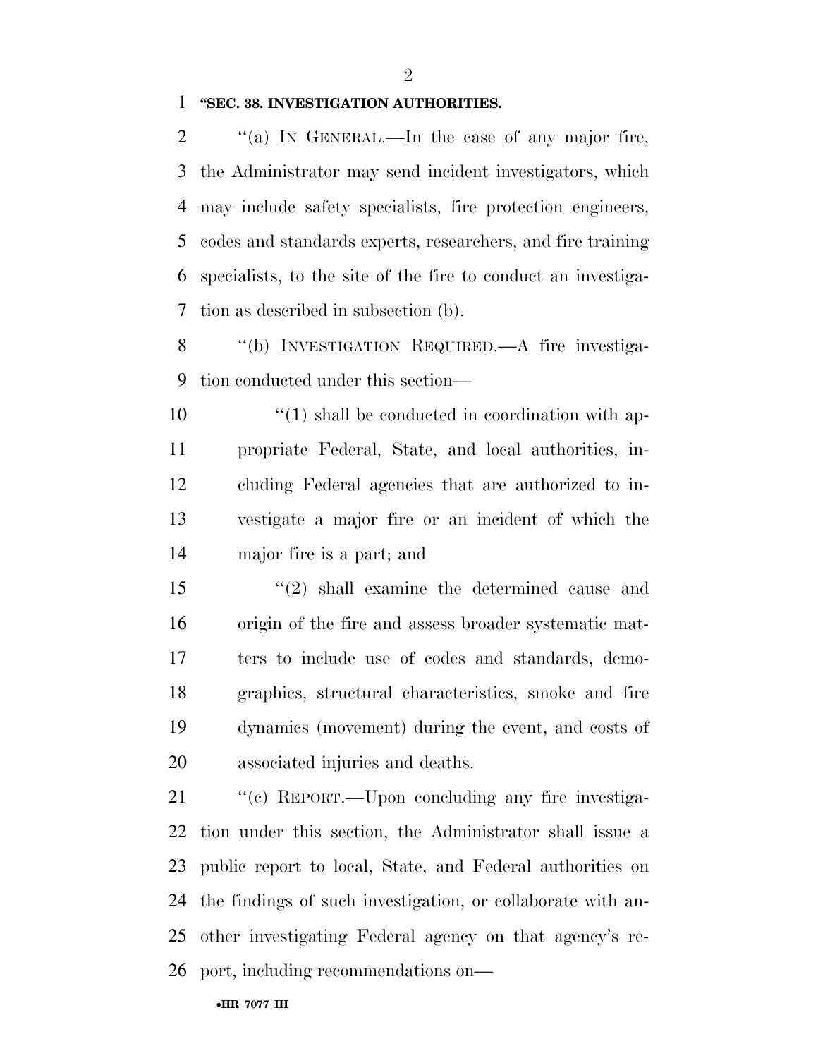**"SEC. 38. INVESTIGATION AUTHORITIES.**

"(a) IN GENERAL.—In the case of any major fire, the Administrator may send incident investigators, which may include safety specialists, fire protection engineers, codes and standards experts, researchers, and fire training specialists, to the site of the fire to conduct an investigation as described in subsection (b).

"(b) INVESTIGATION REQUIRED.—A fire investigation conducted under this section—

"(1) shall be conducted in coordination with appropriate Federal, State, and local authorities, including Federal agencies that are authorized to investigate a major fire or an incident of which the major fire is a part; and

"(2) shall examine the determined cause and origin of the fire and assess broader systematic matters to include use of codes and standards, demographics, structural characteristics, smoke and fire dynamics (movement) during the event, and costs of associated injuries and deaths.

"(c) REPORT.—Upon concluding any fire investigation under this section, the Administrator shall issue a public report to local, State, and Federal authorities on the findings of such investigation, or collaborate with another investigating Federal agency on that agency's report, including recommendations on—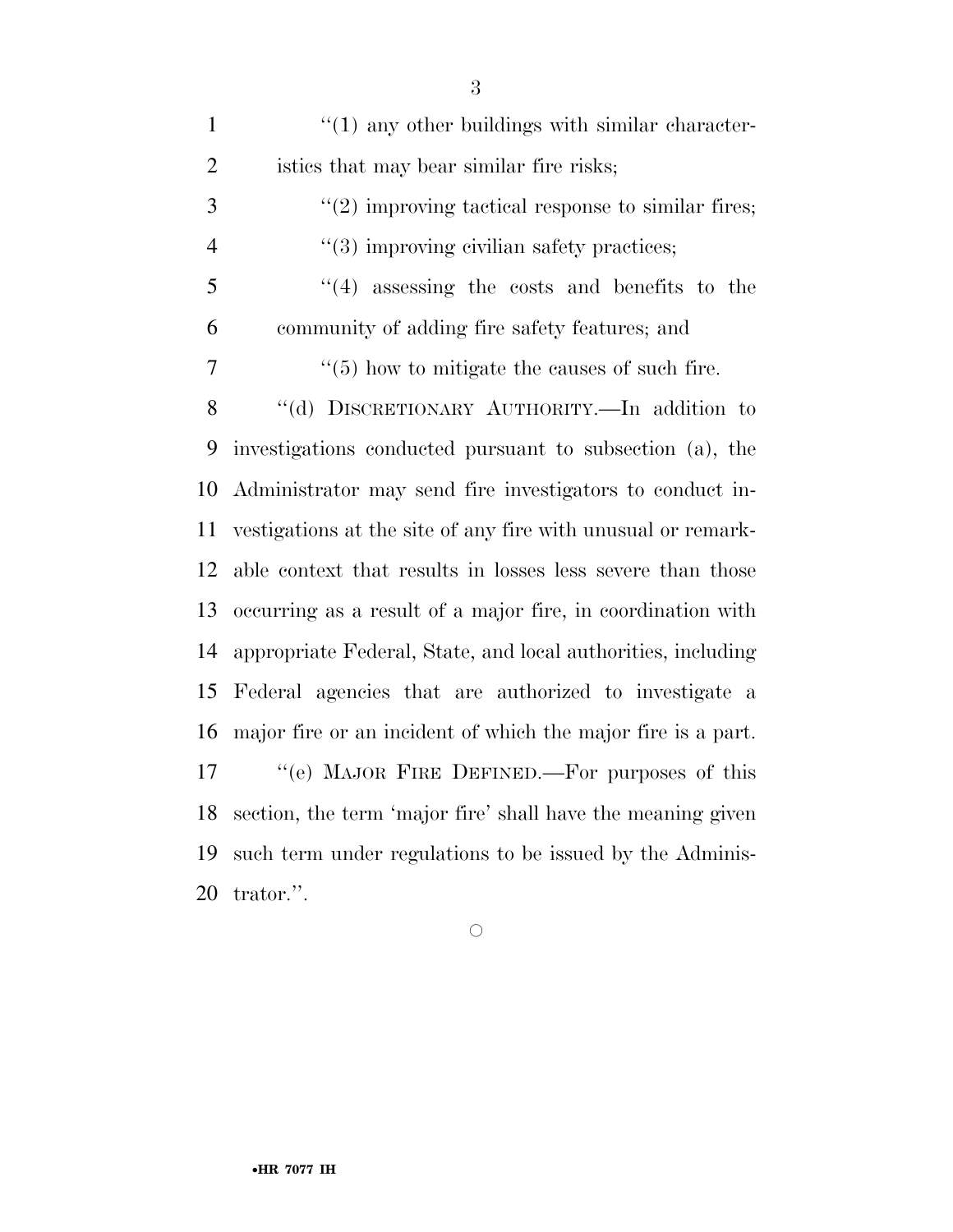"(1) any other buildings with similar characteristics that may bear similar fire risks;

"(2) improving tactical response to similar fires;

"(3) improving civilian safety practices;

"(4) assessing the costs and benefits to the community of adding fire safety features; and

"(5) how to mitigate the causes of such fire.

"(d) DISCRETIONARY AUTHORITY.—In addition to investigations conducted pursuant to subsection (a), the Administrator may send fire investigators to conduct investigations at the site of any fire with unusual or remarkable context that results in losses less severe than those occurring as a result of a major fire, in coordination with appropriate Federal, State, and local authorities, including Federal agencies that are authorized to investigate a major fire or an incident of which the major fire is a part.

"(e) MAJOR FIRE DEFINED.—For purposes of this section, the term 'major fire' shall have the meaning given such term under regulations to be issued by the Administrator.".

○